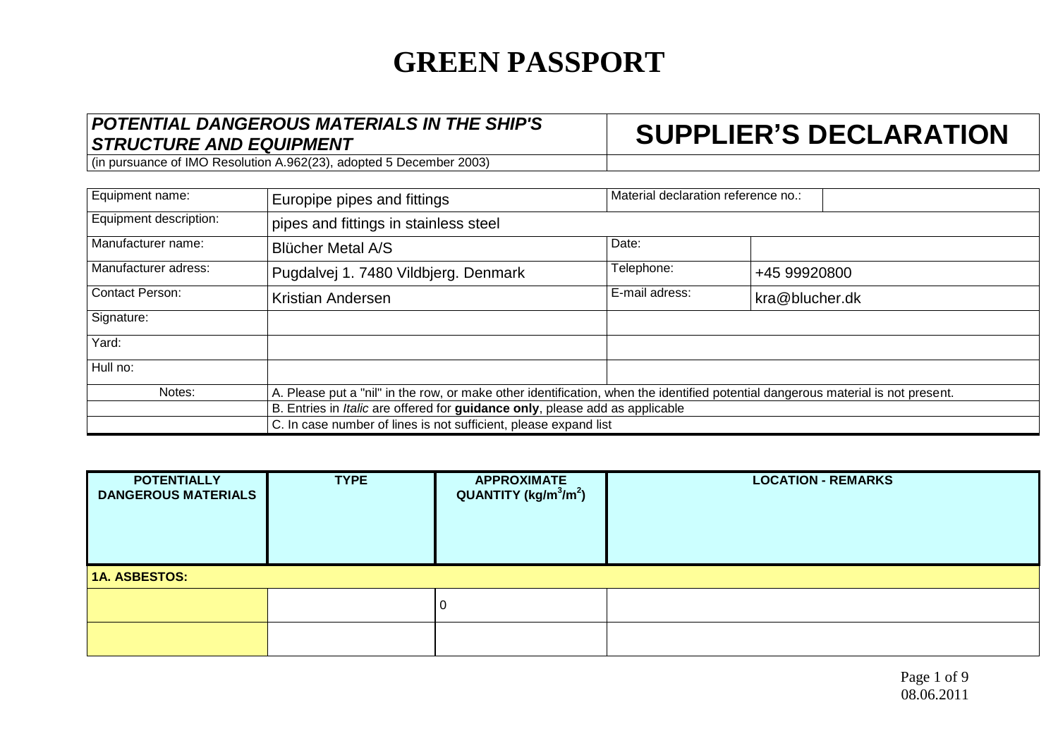# GREEN PASSPORT

| ***POTENTIAL DANGEROUS MATERIALS IN THE SHIP'S STRUCTURE AND EQUIPMENT*** | **SUPPLIER'S DECLARATION** |
|---|---|
| (in pursuance of IMO Resolution A.962(23), adopted 5 December 2003) | |

| | | | |
|---|---|---|---|
| Equipment name: | Europipe pipes and fittings | Material declaration reference no.: | |
| Equipment description: | pipes and fittings in stainless steel | | |
| Manufacturer name: | Blücher Metal A/S | Date: | |
| Manufacturer adress: | Pugdalvej 1. 7480 Vildbjerg. Denmark | Telephone: | +45 99920800 |
| Contact Person: | Kristian Andersen | E-mail adress: | kra@blucher.dk |
| Signature: | | | |
| Yard: | | | |
| Hull no: | | | |
| Notes: | A. Please put a "nil" in the row, or make other identification, when the identified potential dangerous material is not present. | | |
| | B. Entries in *Italic* are offered for **guidance only**, please add as applicable | | |
| | C. In case number of lines is not sufficient, please expand list | | |

| POTENTIALLY DANGEROUS MATERIALS | TYPE | APPROXIMATE QUANTITY ($kg/m^3/m^2$) | LOCATION - REMARKS |
|---|---|---|---|
| **1A. ASBESTOS:** | | | |
| | | 0 | |
| | | | |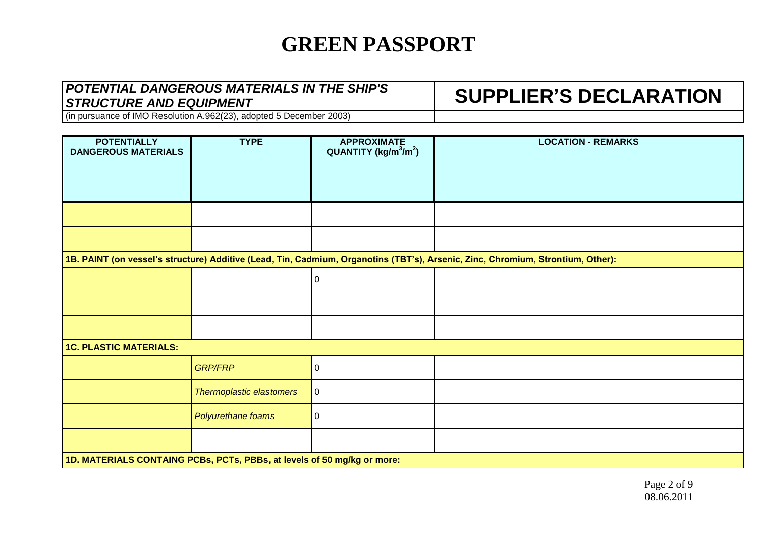# GREEN PASSPORT

| ***POTENTIAL DANGEROUS MATERIALS IN THE SHIP'S STRUCTURE AND EQUIPMENT*** | **SUPPLIER'S DECLARATION** |
|---|---|
| (in pursuance of IMO Resolution A.962(23), adopted 5 December 2003) | |

| POTENTIALLY DANGEROUS MATERIALS | TYPE | APPROXIMATE QUANTITY ($kg/m^3/m^2$) | LOCATION - REMARKS |
|---|---|---|---|
| | | | |
| | | | |
| **1B. PAINT (on vessel's structure) Additive (Lead, Tin, Cadmium, Organotins (TBT's), Arsenic, Zinc, Chromium, Strontium, Other):** | | | |
| | | 0 | |
| | | | |
| | | | |
| **1C. PLASTIC MATERIALS:** | | | |
| | *GRP/FRP* | 0 | |
| | *Thermoplastic elastomers* | 0 | |
| | *Polyurethane foams* | 0 | |
| | | | |
| **1D. MATERIALS CONTAING PCBs, PCTs, PBBs, at levels of 50 mg/kg or more:** | | | |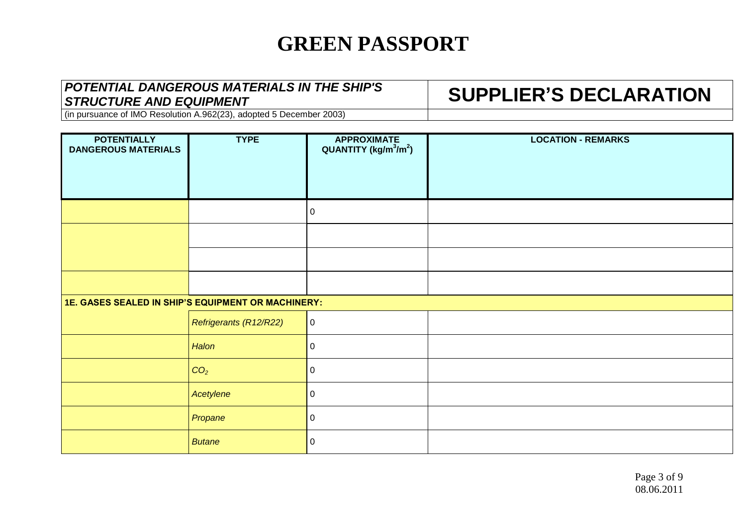# GREEN PASSPORT

| ***POTENTIAL DANGEROUS MATERIALS IN THE SHIP'S STRUCTURE AND EQUIPMENT*** | **SUPPLIER'S DECLARATION** |
|---|---|
| (in pursuance of IMO Resolution A.962(23), adopted 5 December 2003) | |

| POTENTIALLY DANGEROUS MATERIALS | TYPE | APPROXIMATE QUANTITY ($kg/m^3/m^2$) | LOCATION - REMARKS |
|---|---|---|---|
| | | 0 | |
| | | | |
| | | | |
| | | | |
| **1E. GASES SEALED IN SHIP'S EQUIPMENT OR MACHINERY:** | | | |
| | *Refrigerants (R12/R22)* | 0 | |
| | *Halon* | 0 | |
| | *$CO_2$* | 0 | |
| | *Acetylene* | 0 | |
| | *Propane* | 0 | |
| | *Butane* | 0 | |

08.06.2011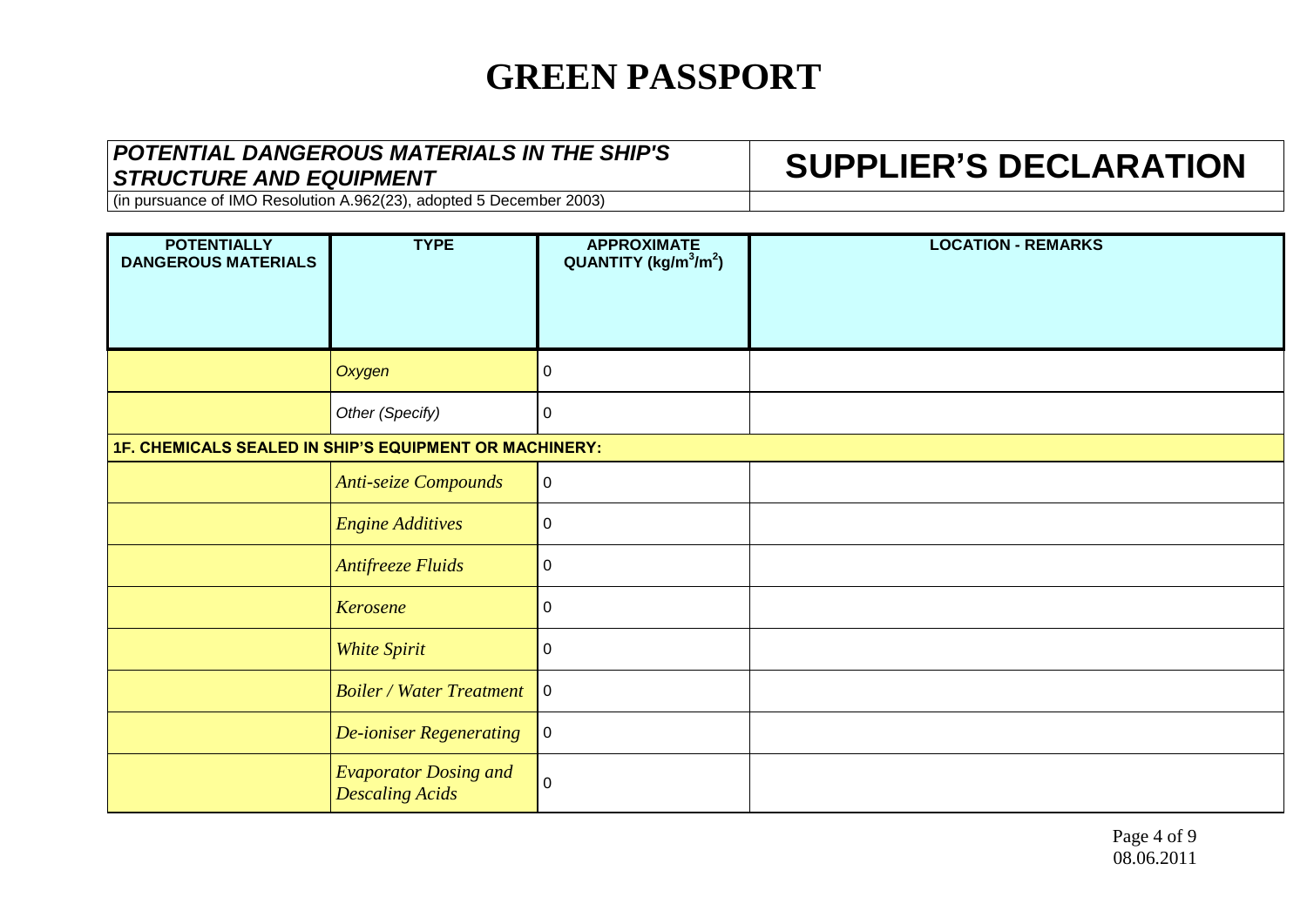# GREEN PASSPORT

| ***POTENTIAL DANGEROUS MATERIALS IN THE SHIP'S STRUCTURE AND EQUIPMENT*** | **SUPPLIER'S DECLARATION** |
|---|---|
| (in pursuance of IMO Resolution A.962(23), adopted 5 December 2003) | |

| POTENTIALLY DANGEROUS MATERIALS | TYPE | APPROXIMATE QUANTITY ($kg/m^3/m^2$) | LOCATION - REMARKS |
|---|---|---|---|
| | *Oxygen* | 0 | |
| | *Other (Specify)* | 0 | |
| **1F. CHEMICALS SEALED IN SHIP'S EQUIPMENT OR MACHINERY:** | | | |
| | *Anti-seize Compounds* | 0 | |
| | *Engine Additives* | 0 | |
| | *Antifreeze Fluids* | 0 | |
| | *Kerosene* | 0 | |
| | *White Spirit* | 0 | |
| | *Boiler / Water Treatment* | 0 | |
| | *De-ioniser Regenerating* | 0 | |
| | *Evaporator Dosing and Descaling Acids* | 0 | |

08.06.2011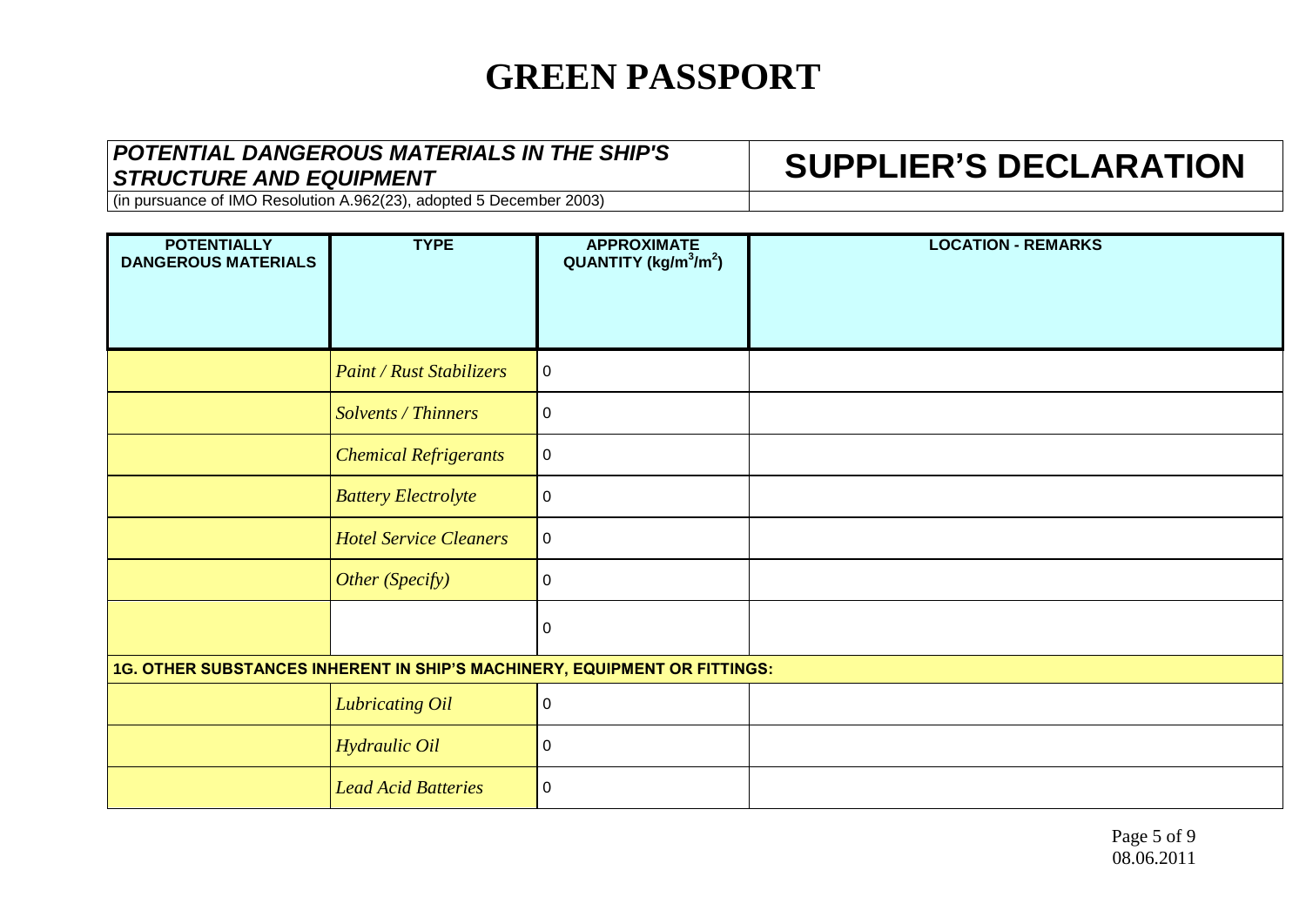# GREEN PASSPORT

| ***POTENTIAL DANGEROUS MATERIALS IN THE SHIP'S STRUCTURE AND EQUIPMENT*** | **SUPPLIER'S DECLARATION** |
|---|---|
| (in pursuance of IMO Resolution A.962(23), adopted 5 December 2003) | |

| POTENTIALLY DANGEROUS MATERIALS | TYPE | APPROXIMATE QUANTITY ($kg/m^3/m^2$) | LOCATION - REMARKS |
|---|---|---|---|
| | *Paint / Rust Stabilizers* | 0 | |
| | *Solvents / Thinners* | 0 | |
| | *Chemical Refrigerants* | 0 | |
| | *Battery Electrolyte* | 0 | |
| | *Hotel Service Cleaners* | 0 | |
| | *Other (Specify)* | 0 | |
| | | 0 | |
| **1G. OTHER SUBSTANCES INHERENT IN SHIP'S MACHINERY, EQUIPMENT OR FITTINGS:** | | | |
| | *Lubricating Oil* | 0 | |
| | *Hydraulic Oil* | 0 | |
| | *Lead Acid Batteries* | 0 | |

08.06.2011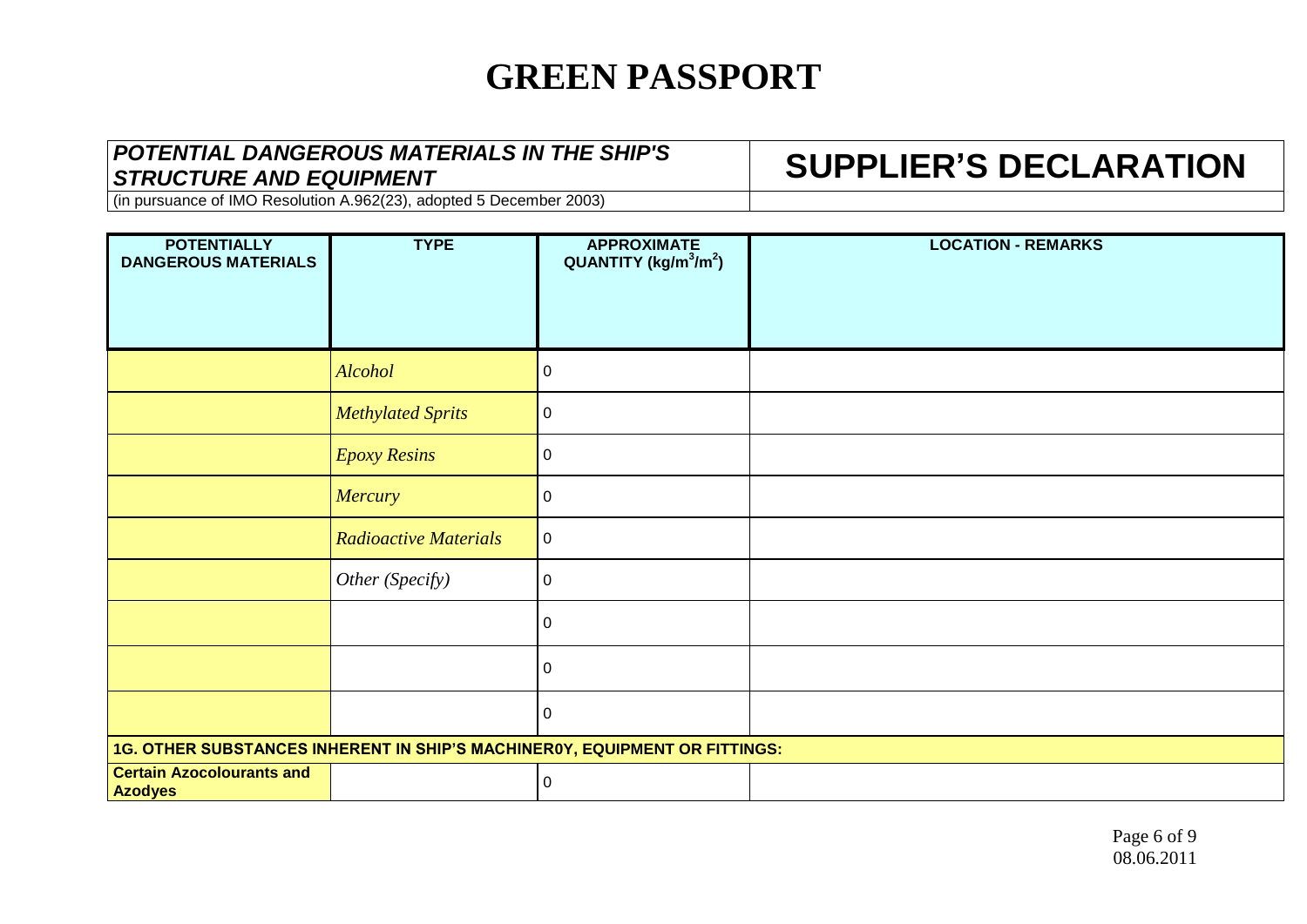# GREEN PASSPORT

| ***POTENTIAL DANGEROUS MATERIALS IN THE SHIP'S STRUCTURE AND EQUIPMENT*** | **SUPPLIER'S DECLARATION** |
|---|---|
| (in pursuance of IMO Resolution A.962(23), adopted 5 December 2003) | |

| POTENTIALLY DANGEROUS MATERIALS | TYPE | APPROXIMATE QUANTITY ($kg/m^3/m^2$) | LOCATION - REMARKS |
|---|---|---|---|
| | *Alcohol* | 0 | |
| | *Methylated Sprits* | 0 | |
| | *Epoxy Resins* | 0 | |
| | *Mercury* | 0 | |
| | *Radioactive Materials* | 0 | |
| | *Other (Specify)* | 0 | |
| | | 0 | |
| | | 0 | |
| | | 0 | |
| **1G. OTHER SUBSTANCES INHERENT IN SHIP'S MACHINER0Y, EQUIPMENT OR FITTINGS:** | | | |
| **Certain Azocolourants and Azodyes** | | 0 | |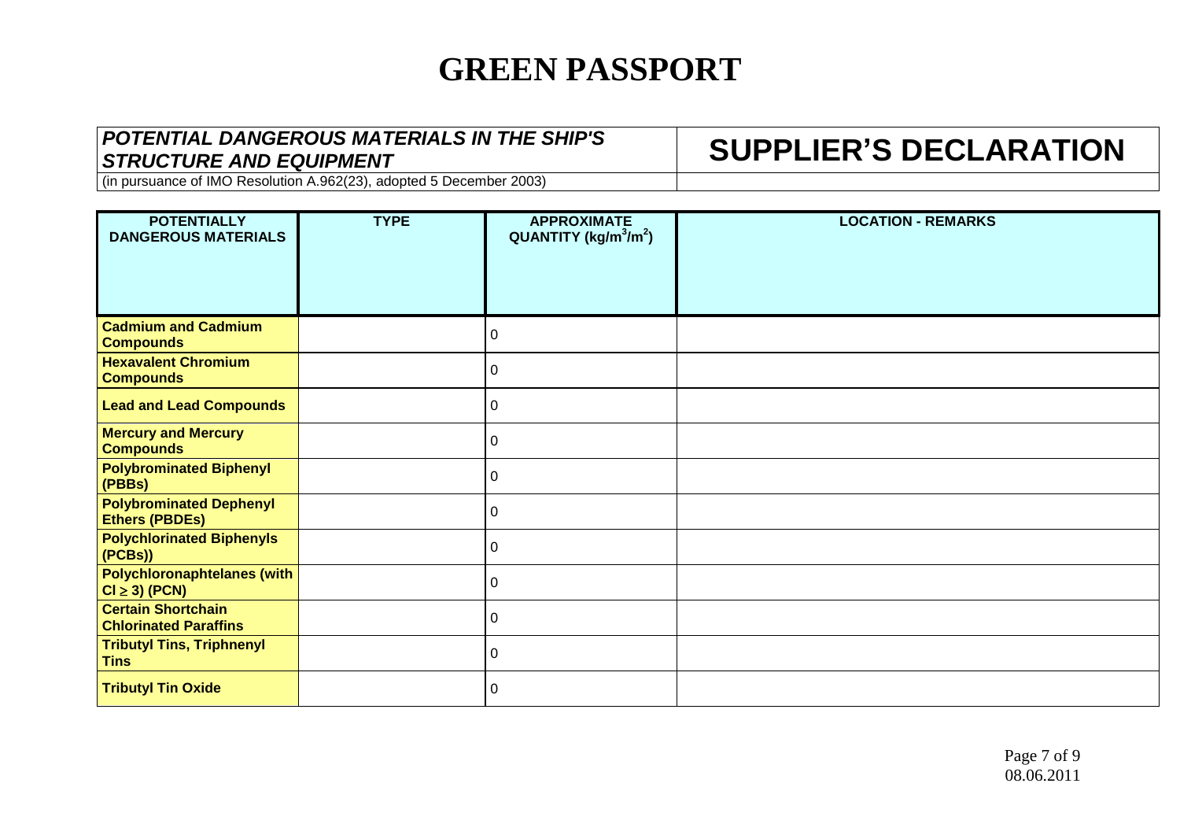# GREEN PASSPORT

| *POTENTIAL DANGEROUS MATERIALS IN THE SHIP'S STRUCTURE AND EQUIPMENT* | **SUPPLIER'S DECLARATION** |
|---|---|
| (in pursuance of IMO Resolution A.962(23), adopted 5 December 2003) | |

| POTENTIALLY DANGEROUS MATERIALS | TYPE | APPROXIMATE QUANTITY ($kg/m^3/m^2$) | LOCATION - REMARKS |
|---|---|---|---|
| **Cadmium and Cadmium Compounds** | | 0 | |
| **Hexavalent Chromium Compounds** | | 0 | |
| **Lead and Lead Compounds** | | 0 | |
| **Mercury and Mercury Compounds** | | 0 | |
| **Polybrominated Biphenyl (PBBs)** | | 0 | |
| **Polybrominated Dephenyl Ethers (PBDEs)** | | 0 | |
| **Polychlorinated Biphenyls (PCBs))** | | 0 | |
| **Polychloronaphtelanes (with Cl $\geq$ 3) (PCN)** | | 0 | |
| **Certain Shortchain Chlorinated Paraffins** | | 0 | |
| **Tributyl Tins, Triphnenyl Tins** | | 0 | |
| **Tributyl Tin Oxide** | | 0 | |

08.06.2011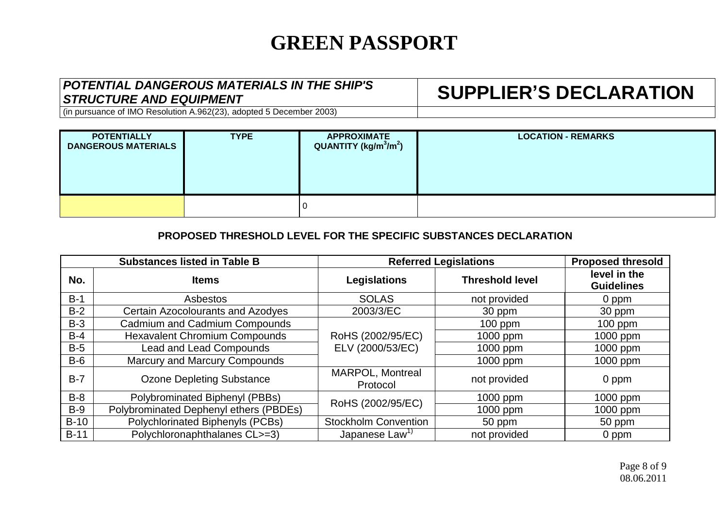# GREEN PASSPORT

| ***POTENTIAL DANGEROUS MATERIALS IN THE SHIP'S STRUCTURE AND EQUIPMENT*** | **SUPPLIER'S DECLARATION** |
|---|---|
| (in pursuance of IMO Resolution A.962(23), adopted 5 December 2003) | |

| **POTENTIALLY DANGEROUS MATERIALS** | **TYPE** | **APPROXIMATE QUANTITY ($kg/m^3/m^2$)** | **LOCATION - REMARKS** |
|---|---|---|---|
| | | 0 | |

**PROPOSED THRESHOLD LEVEL FOR THE SPECIFIC SUBSTANCES DECLARATION**

| Substances listed in Table B | | Referred Legislations | | Proposed thresold level in the Guidelines |
|---|---|---|---|---|
| **No.** | **Items** | **Legislations** | **Threshold level** | |
| B-1 | Asbestos | SOLAS | not provided | 0 ppm |
| B-2 | Certain Azocolourants and Azodyes | 2003/3/EC | 30 ppm | 30 ppm |
| B-3 | Cadmium and Cadmium Compounds | RoHS (2002/95/EC) ELV (2000/53/EC) | 100 ppm | 100 ppm |
| B-4 | Hexavalent Chromium Compounds | | 1000 ppm | 1000 ppm |
| B-5 | Lead and Lead Compounds | | 1000 ppm | 1000 ppm |
| B-6 | Marcury and Marcury Compounds | | 1000 ppm | 1000 ppm |
| B-7 | Ozone Depleting Substance | MARPOL, Montreal Protocol | not provided | 0 ppm |
| B-8 | Polybrominated Biphenyl (PBBs) | RoHS (2002/95/EC) | 1000 ppm | 1000 ppm |
| B-9 | Polybrominated Dephenyl ethers (PBDEs) | | 1000 ppm | 1000 ppm |
| B-10 | Polychlorinated Biphenyls (PCBs) | Stockholm Convention | 50 ppm | 50 ppm |
| B-11 | Polychloronaphthalanes CL>=3) | Japanese Law[1)] | not provided | 0 ppm |

08.06.2011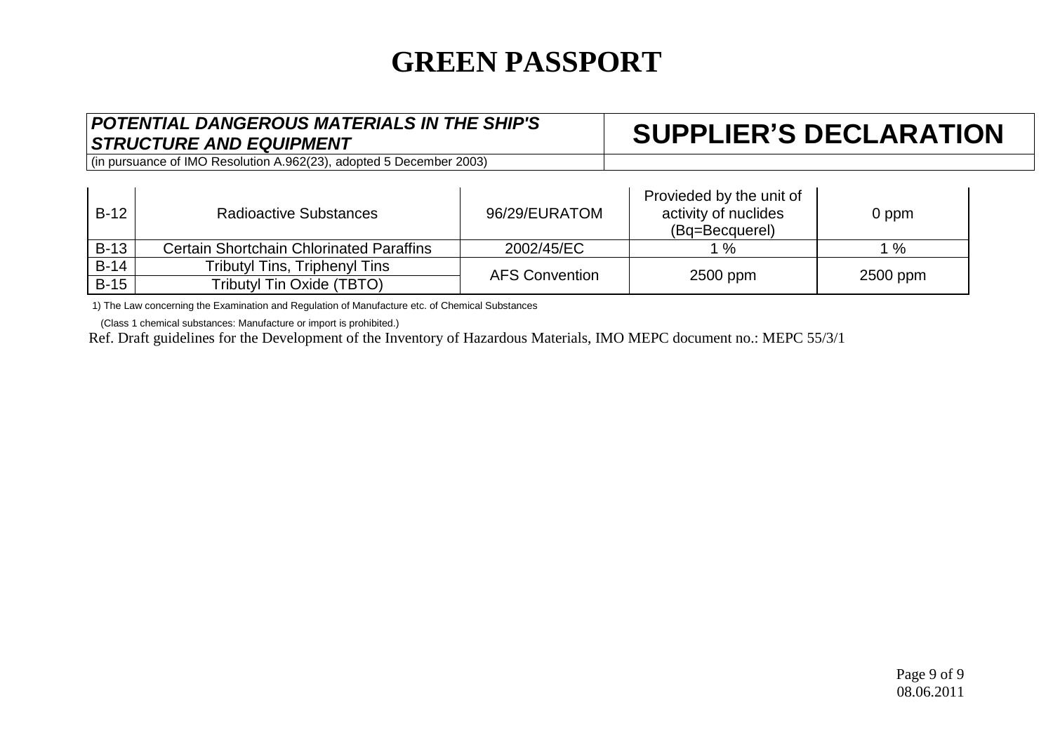# GREEN PASSPORT

| *POTENTIAL DANGEROUS MATERIALS IN THE SHIP'S STRUCTURE AND EQUIPMENT* | **SUPPLIER'S DECLARATION** |
|---|---|
| (in pursuance of IMO Resolution A.962(23), adopted 5 December 2003) | |

| | | | | |
|---|---|---|---|---|
| B-12 | Radioactive Substances | 96/29/EURATOM | Provieded by the unit of activity of nuclides (Bq=Becquerel) | 0 ppm |
| B-13 | Certain Shortchain Chlorinated Paraffins | 2002/45/EC | 1 % | 1 % |
| B-14 | Tributyl Tins, Triphenyl Tins | AFS Convention | 2500 ppm | 2500 ppm |
| B-15 | Tributyl Tin Oxide (TBTO) | | | |

1) The Law concerning the Examination and Regulation of Manufacture etc. of Chemical Substances

(Class 1 chemical substances: Manufacture or import is prohibited.)

Ref. Draft guidelines for the Development of the Inventory of Hazardous Materials, IMO MEPC document no.: MEPC 55/3/1

08.06.2011